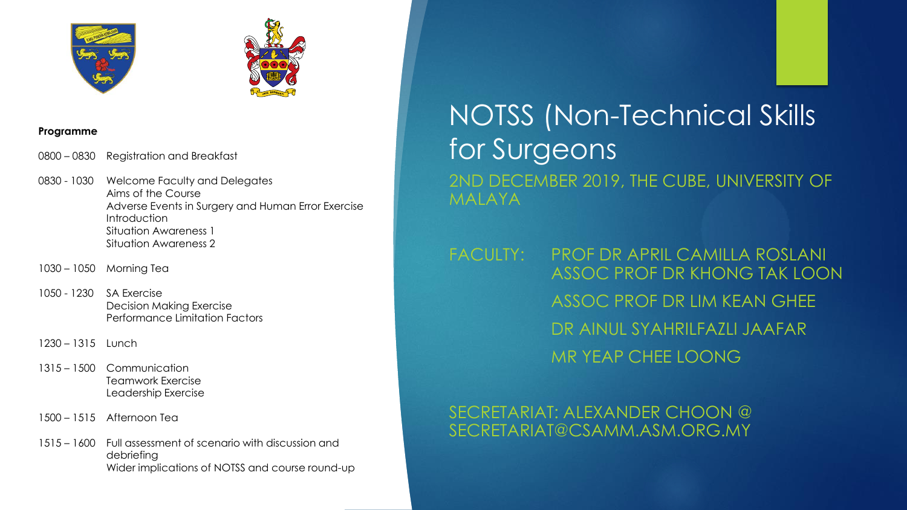# NOTSS (Non-Technical Skills for Surgeons

2ND DECEMBER 2019, THE CUBE, UNIVERSITY OF MALAYA

FACULTY: PROF DR APRIL CAMILLA ROSLANI
ASSOC PROF DR KHONG TAK LOON
ASSOC PROF DR LIM KEAN GHEE
DR AINUL SYAHRILFAZLI JAAFAR
MR YEAP CHEE LOONG

SECRETARIAT: ALEXANDER CHOON @ SECRETARIAT@CSAMM.ASM.ORG.MY

**Programme**

| Time | Activity |
| --- | --- |
| 0800 – 0830 | Registration and Breakfast |
| 0830 - 1030 | Welcome Faculty and Delegates<br>Aims of the Course<br>Adverse Events in Surgery and Human Error Exercise<br>Introduction<br>Situation Awareness 1<br>Situation Awareness 2 |
| 1030 – 1050 | Morning Tea |
| 1050 - 1230 | SA Exercise<br>Decision Making Exercise<br>Performance Limitation Factors |
| 1230 – 1315 | Lunch |
| 1315 – 1500 | Communication<br>Teamwork Exercise<br>Leadership Exercise |
| 1500 – 1515 | Afternoon Tea |
| 1515 – 1600 | Full assessment of scenario with discussion and debriefing<br>Wider implications of NOTSS and course round-up |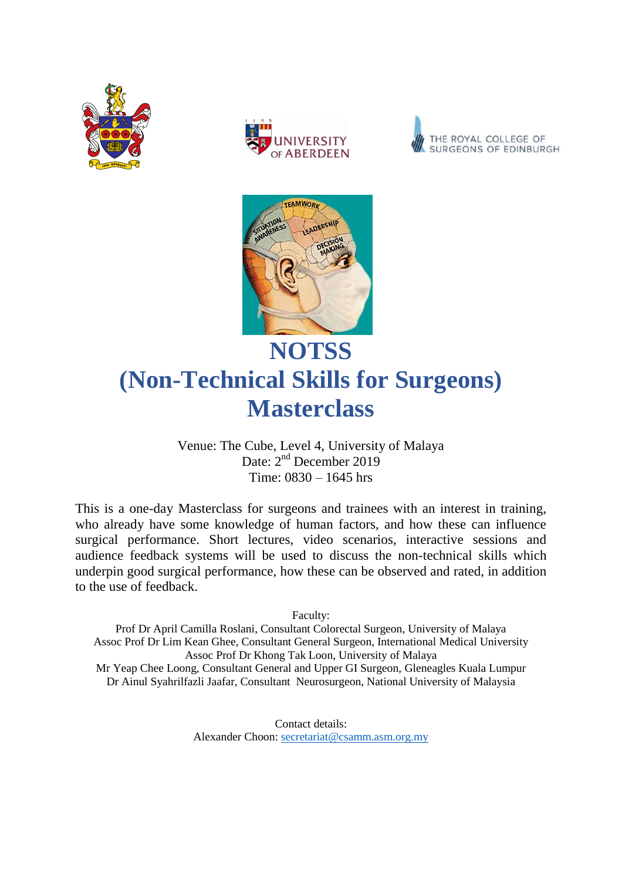# NOTSS
# (Non-Technical Skills for Surgeons)
# Masterclass

Venue: The Cube, Level 4, University of Malaya
Date: 2nd December 2019
Time: 0830 – 1645 hrs

This is a one-day Masterclass for surgeons and trainees with an interest in training, who already have some knowledge of human factors, and how these can influence surgical performance. Short lectures, video scenarios, interactive sessions and audience feedback systems will be used to discuss the non-technical skills which underpin good surgical performance, how these can be observed and rated, in addition to the use of feedback.

Faculty:
Prof Dr April Camilla Roslani, Consultant Colorectal Surgeon, University of Malaya
Assoc Prof Dr Lim Kean Ghee, Consultant General Surgeon, International Medical University
Assoc Prof Dr Khong Tak Loon, University of Malaya
Mr Yeap Chee Loong, Consultant General and Upper GI Surgeon, Gleneagles Kuala Lumpur
Dr Ainul Syahrilfazli Jaafar, Consultant Neurosurgeon, National University of Malaysia

Contact details:
Alexander Choon: secretariat@csamm.asm.org.my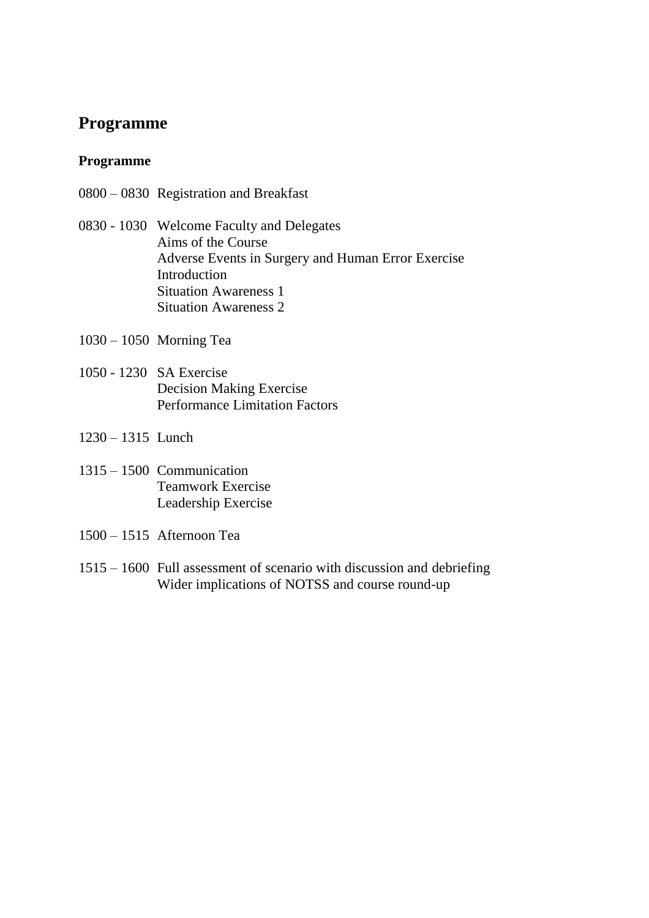# Programme

**Programme**

0800 – 0830 Registration and Breakfast

0830 - 1030 Welcome Faculty and Delegates
Aims of the Course
Adverse Events in Surgery and Human Error Exercise
Introduction
Situation Awareness 1
Situation Awareness 2

1030 – 1050 Morning Tea

1050 - 1230 SA Exercise
Decision Making Exercise
Performance Limitation Factors

1230 – 1315 Lunch

1315 – 1500 Communication
Teamwork Exercise
Leadership Exercise

1500 – 1515 Afternoon Tea

1515 – 1600 Full assessment of scenario with discussion and debriefing
Wider implications of NOTSS and course round-up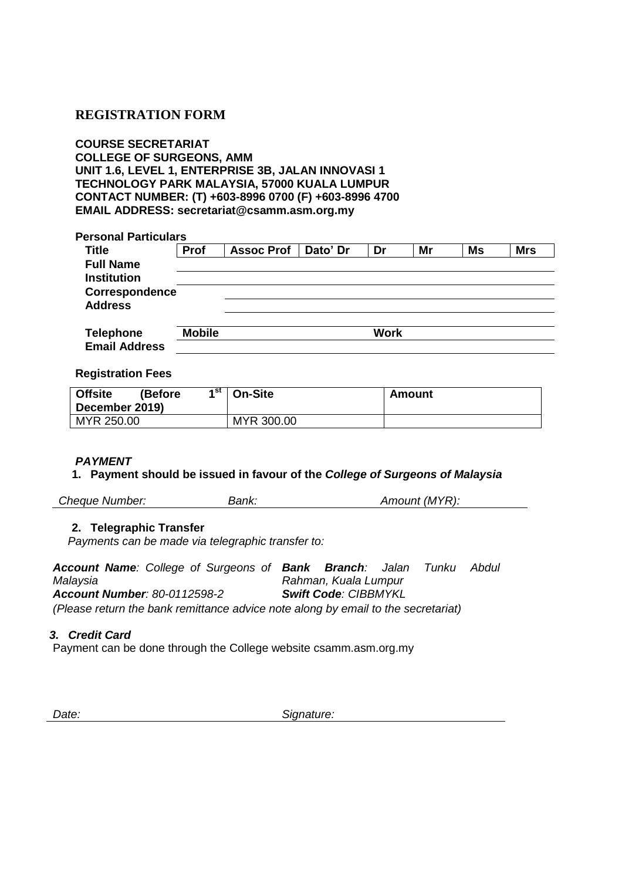## REGISTRATION FORM

**COURSE SECRETARIAT**
**COLLEGE OF SURGEONS, AMM**
**UNIT 1.6, LEVEL 1, ENTERPRISE 3B, JALAN INNOVASI 1**
**TECHNOLOGY PARK MALAYSIA, 57000 KUALA LUMPUR**
**CONTACT NUMBER: (T) +603-8996 0700 (F) +603-8996 4700**
**EMAIL ADDRESS: secretariat@csamm.asm.org.my**

**Personal Particulars**

| | | | | | | | |
|---|---|---|---|---|---|---|---|
| **Title** | **Prof** | **Assoc Prof** | **Dato' Dr** | **Dr** | **Mr** | **Ms** | **Mrs** |
| **Full Name** | | | | | | | |
| **Institution** | | | | | | | |
| **Correspondence Address** | | | | | | | |
| **Telephone** | **Mobile** | | | **Work** | | | |
| **Email Address** | | | | | | | |

**Registration Fees**

| **Offsite (Before 1st December 2019)** | **On-Site** | **Amount** |
|---|---|---|
| MYR 250.00 | MYR 300.00 | |

***PAYMENT***

1. **Payment should be issued in favour of the *College of Surgeons of Malaysia***

*Cheque Number:* *Bank:* *Amount (MYR):*

2. **Telegraphic Transfer**

*Payments can be made via telegraphic transfer to:*

***Account Name**: College of Surgeons of Malaysia*
***Account Number**: 80-0112598-2*
***Bank Branch**: Jalan Tunku Abdul Rahman, Kuala Lumpur*
***Swift Code**: CIBBMYKL*
*(Please return the bank remittance advice note along by email to the secretariat)*

***3. Credit Card***

Payment can be done through the College website csamm.asm.org.my

*Date:* *Signature:*